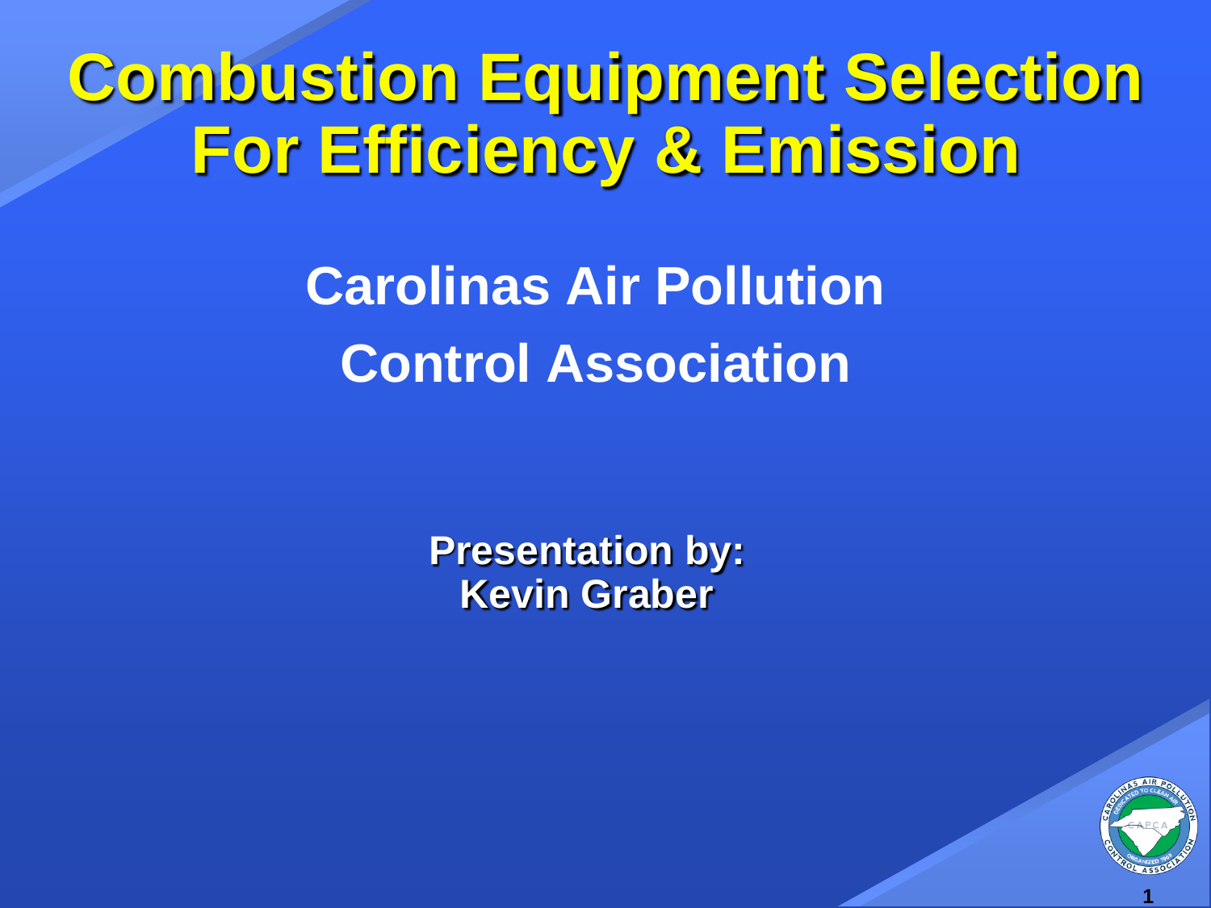# Combustion Equipment Selection For Efficiency & Emission

## Carolinas Air Pollution Control Association

**Presentation by:**
**Kevin Graber**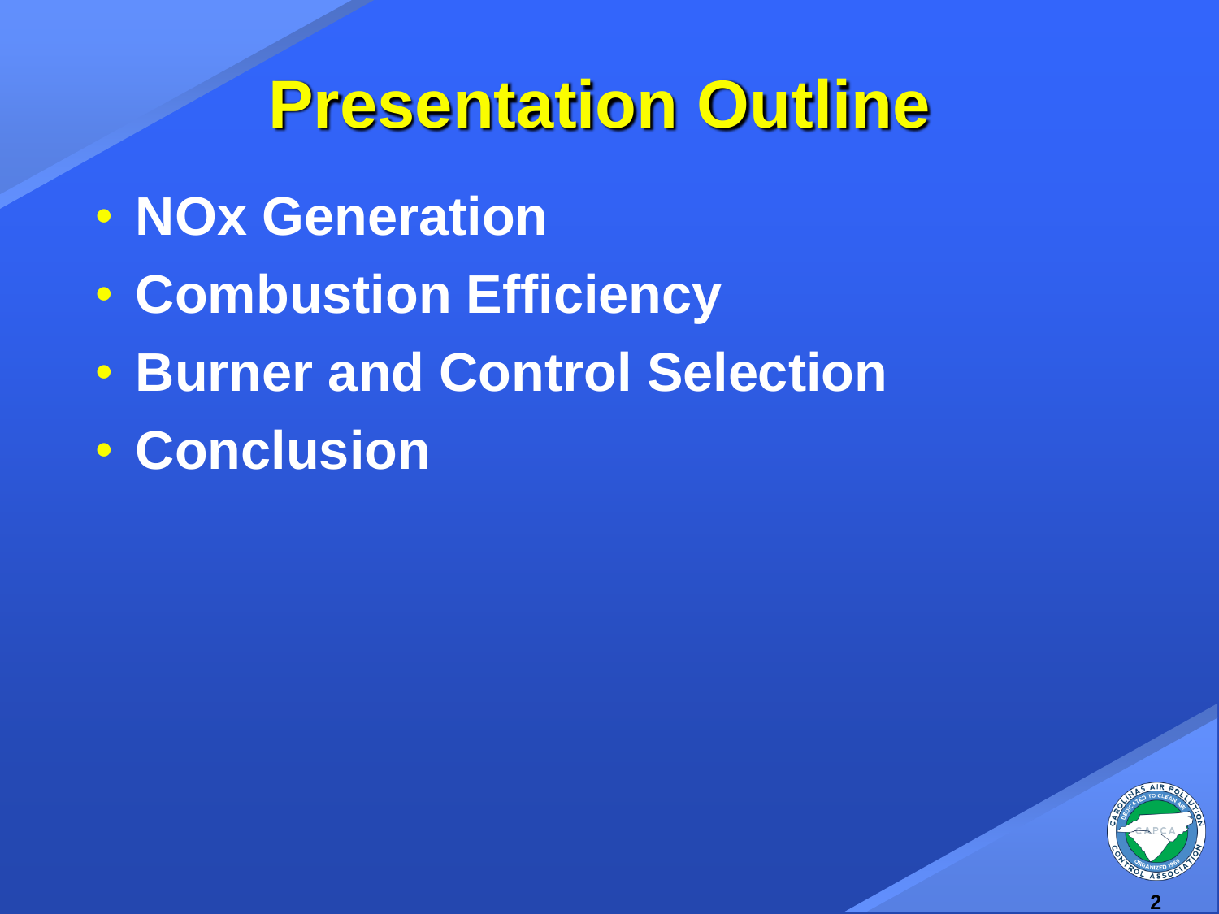# Presentation Outline

- NOx Generation
- Combustion Efficiency
- Burner and Control Selection
- Conclusion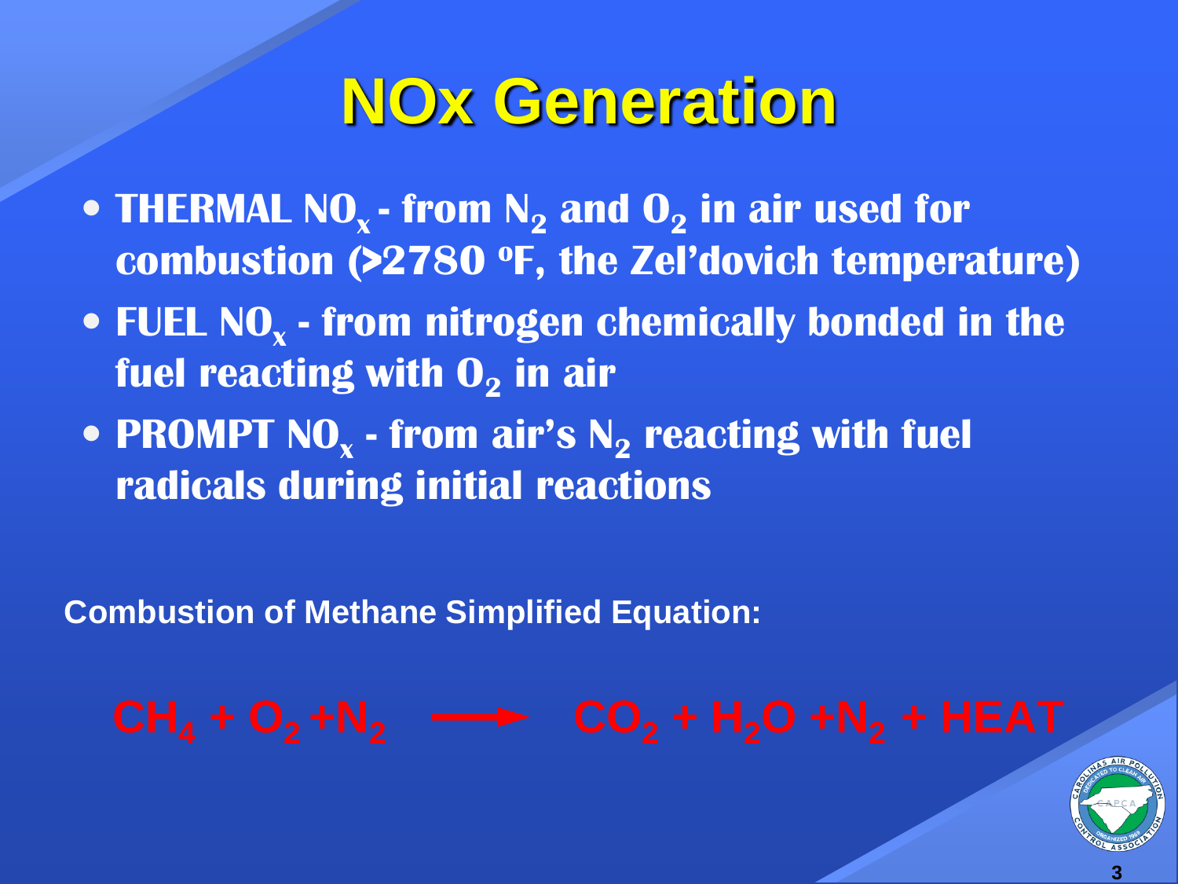# NOx Generation

- **THERMAL $NO_x$ - from $N_2$ and $O_2$ in air used for combustion (>2780 ºF, the Zel'dovich temperature)**
- **FUEL $NO_x$ - from nitrogen chemically bonded in the fuel reacting with $O_2$ in air**
- **PROMPT $NO_x$ - from air's $N_2$ reacting with fuel radicals during initial reactions**

**Combustion of Methane Simplified Equation:**

$$CH_4 + O_2 + N_2 \longrightarrow CO_2 + H_2O + N_2 + \text{HEAT}$$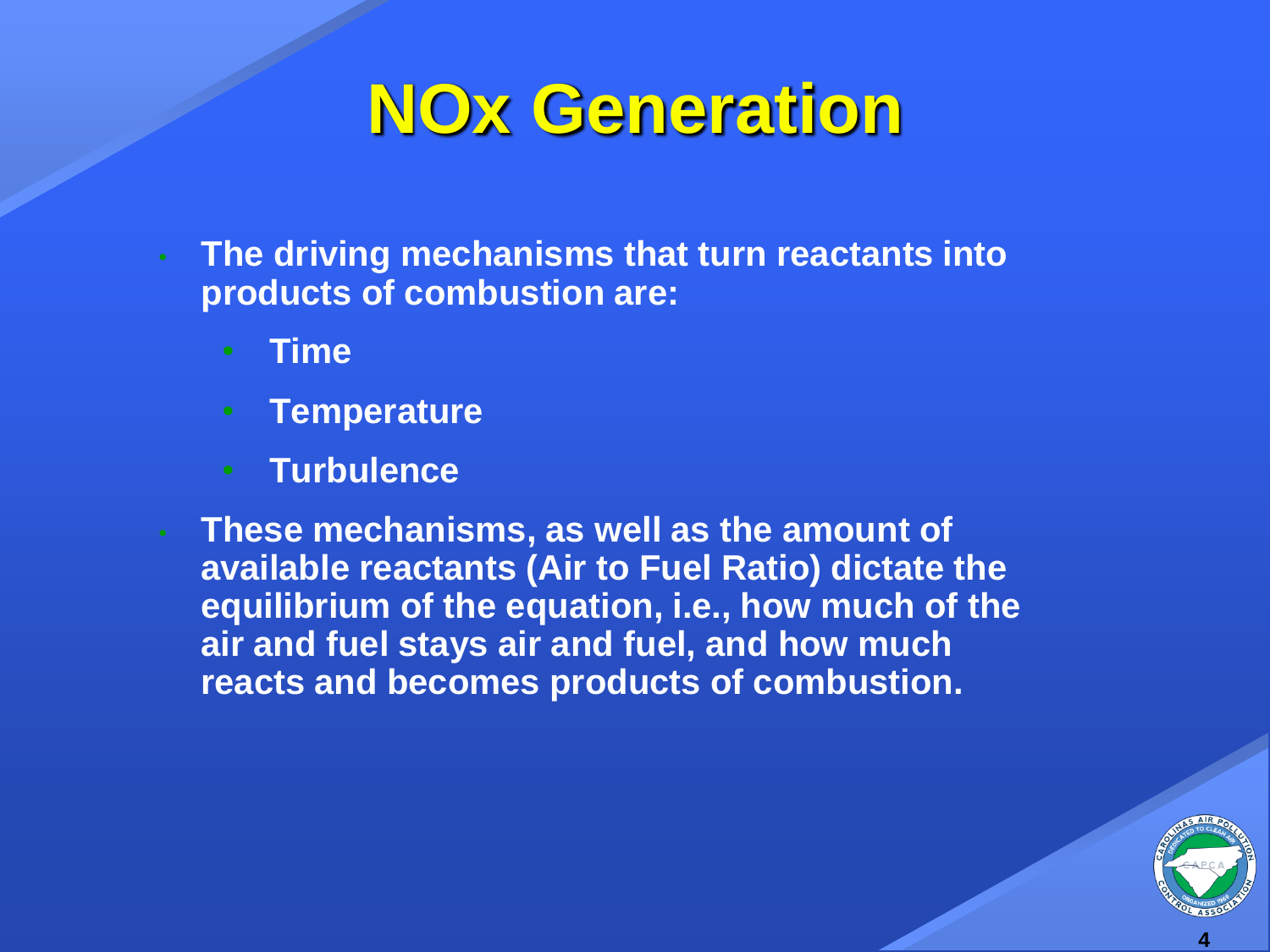# NOx Generation

- The driving mechanisms that turn reactants into products of combustion are:
  - Time
  - Temperature
  - Turbulence
- These mechanisms, as well as the amount of available reactants (Air to Fuel Ratio) dictate the equilibrium of the equation, i.e., how much of the air and fuel stays air and fuel, and how much reacts and becomes products of combustion.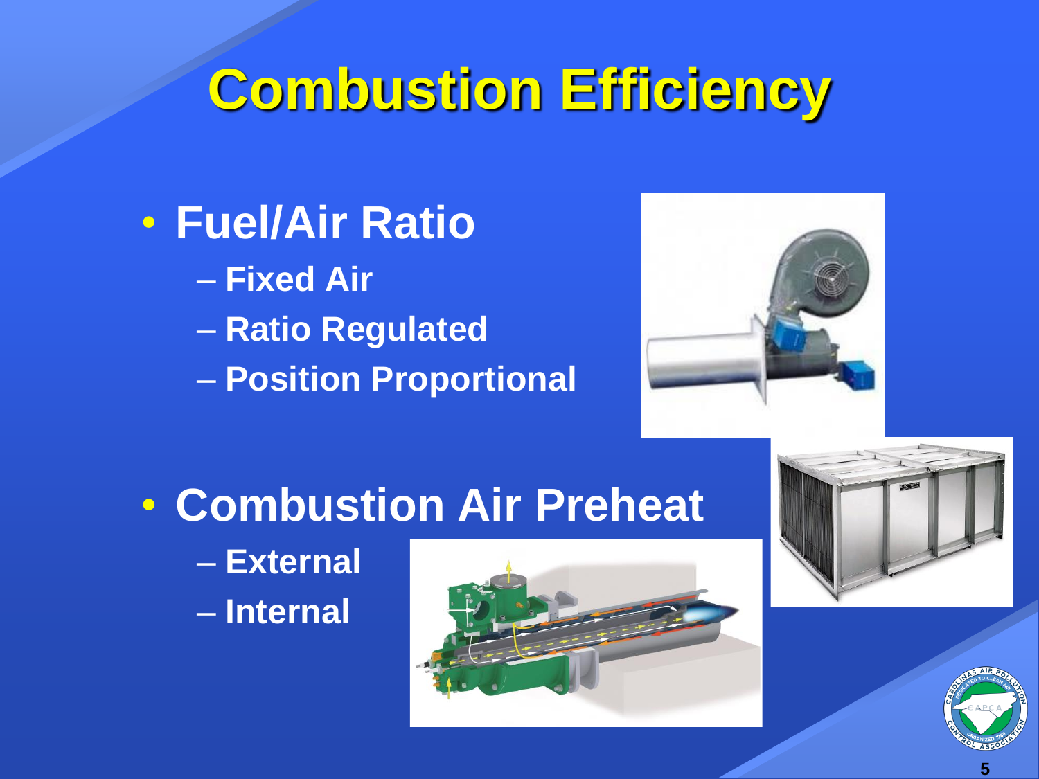# Combustion Efficiency

- **Fuel/Air Ratio**
  - Fixed Air
  - Ratio Regulated
  - Position Proportional
- **Combustion Air Preheat**
  - External
  - Internal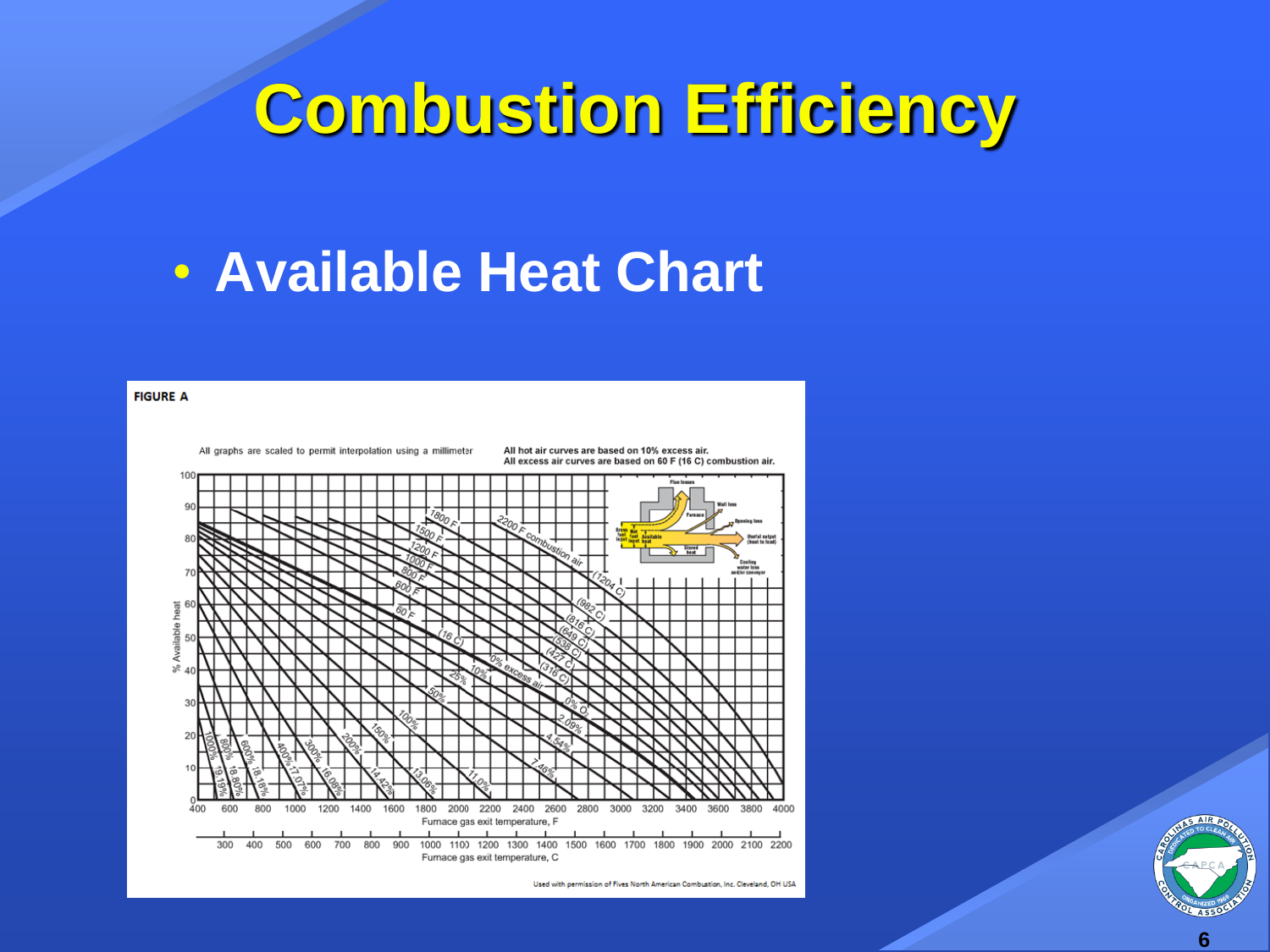# Combustion Efficiency

- **Available Heat Chart**

**FIGURE A**

All graphs are scaled to permit interpolation using a millimeter

All hot air curves are based on 10% excess air.
All excess air curves are based on 60 F (16 C) combustion air.

Used with permission of Fives North American Combustion, Inc. Cleveland, OH USA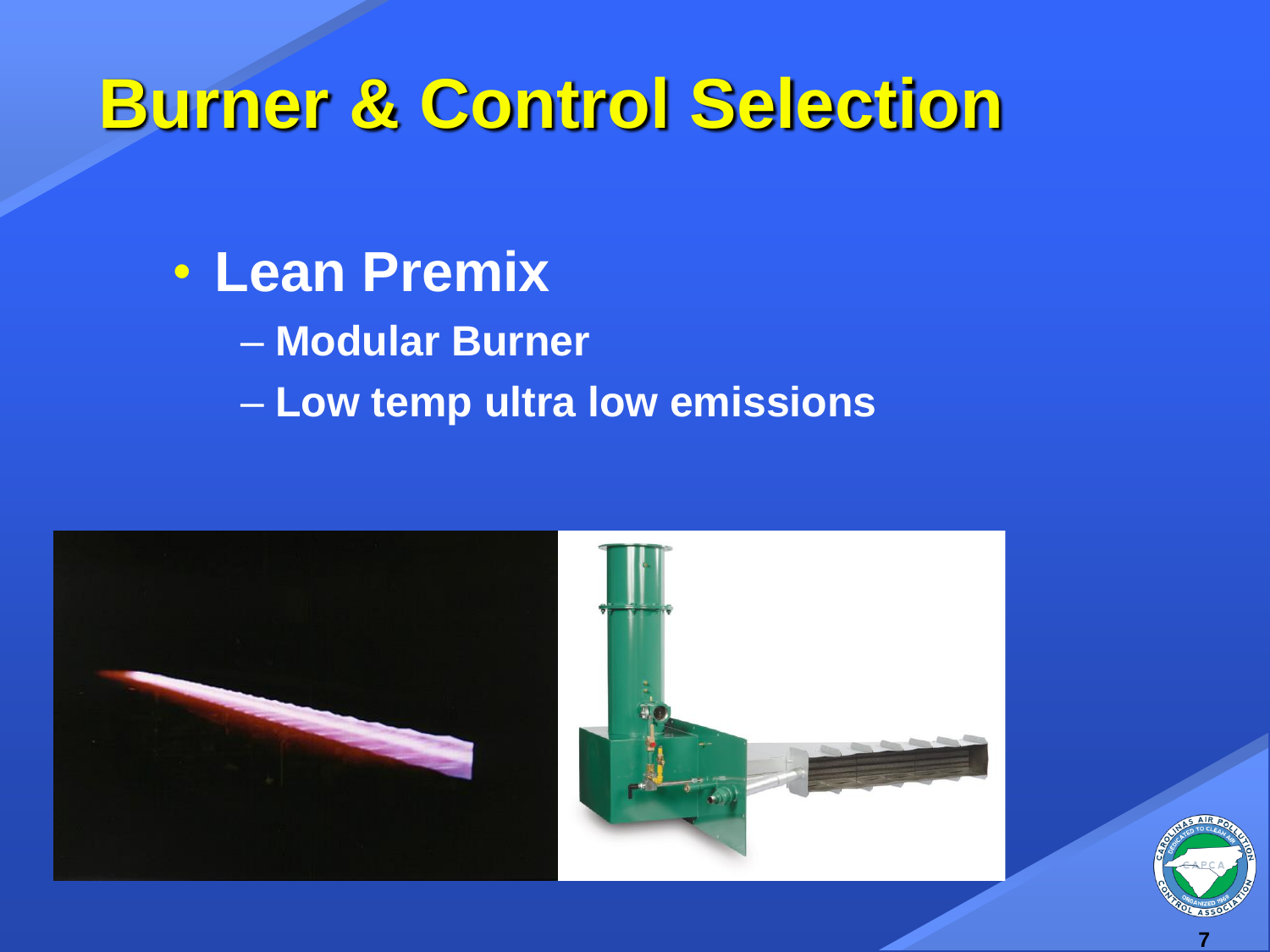# Burner & Control Selection

- **Lean Premix**
  - **Modular Burner**
  - **Low temp ultra low emissions**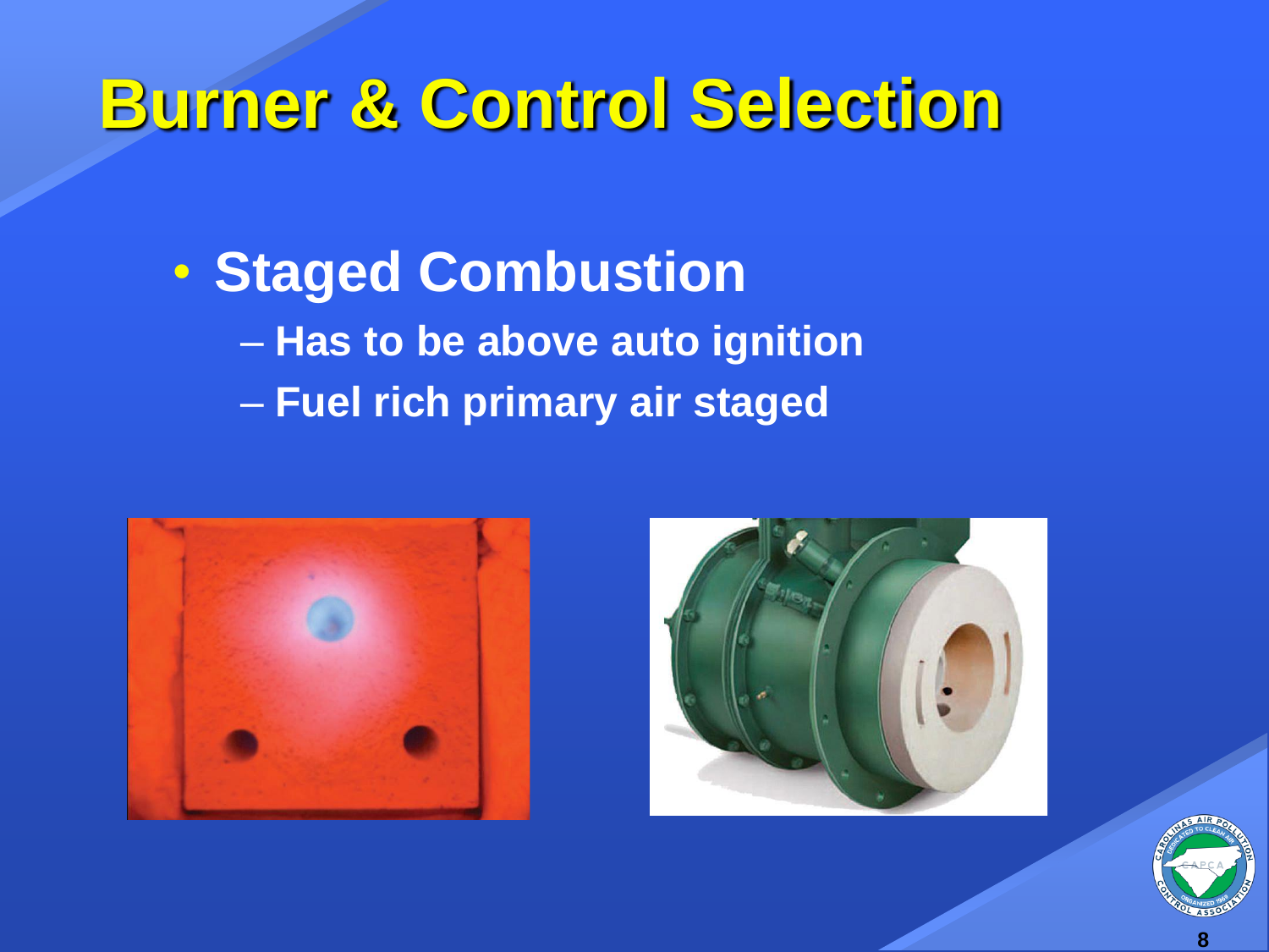# Burner & Control Selection

- **Staged Combustion**
  - Has to be above auto ignition
  - Fuel rich primary air staged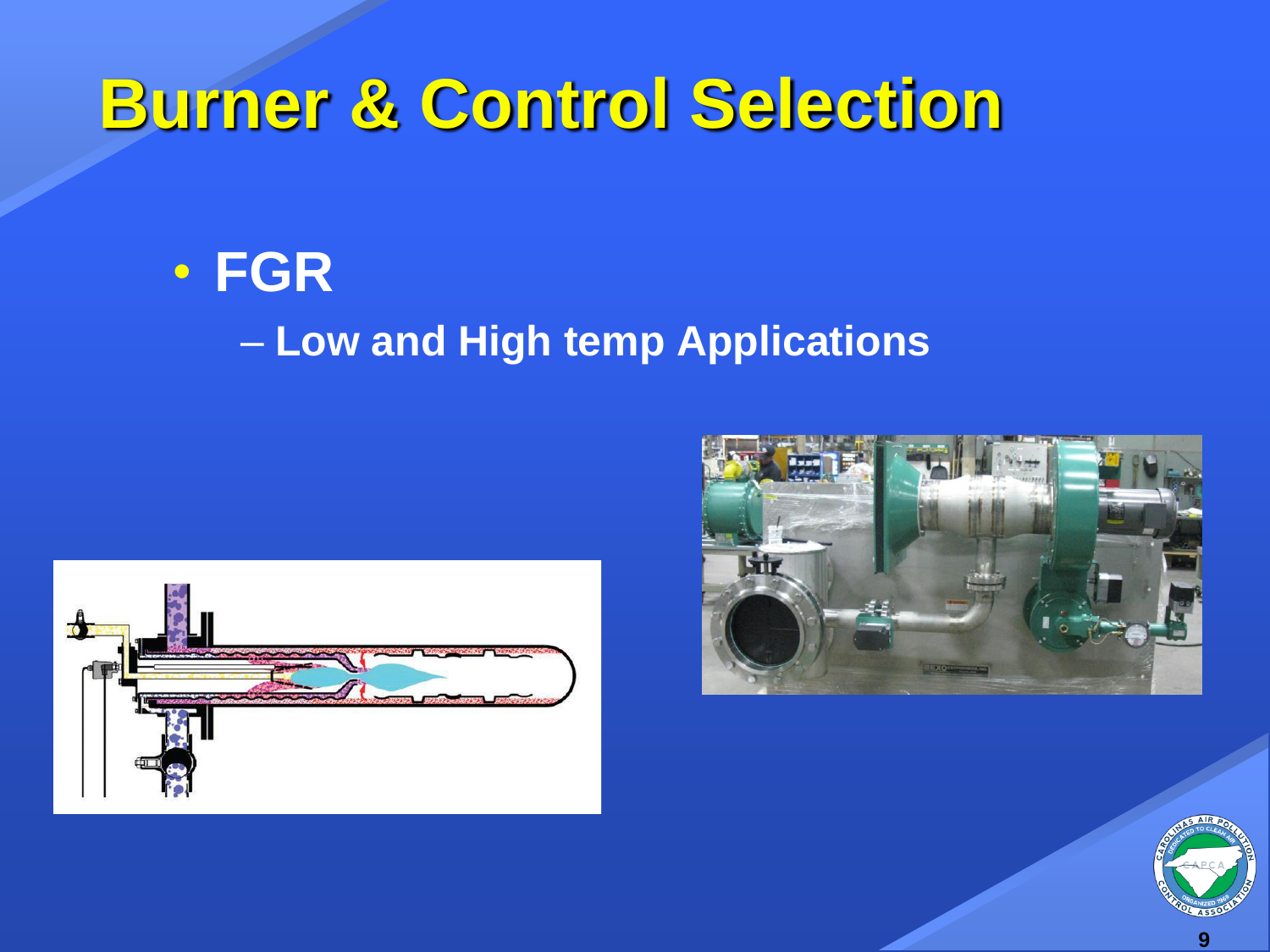# Burner & Control Selection

- **FGR**
  - **Low and High temp Applications**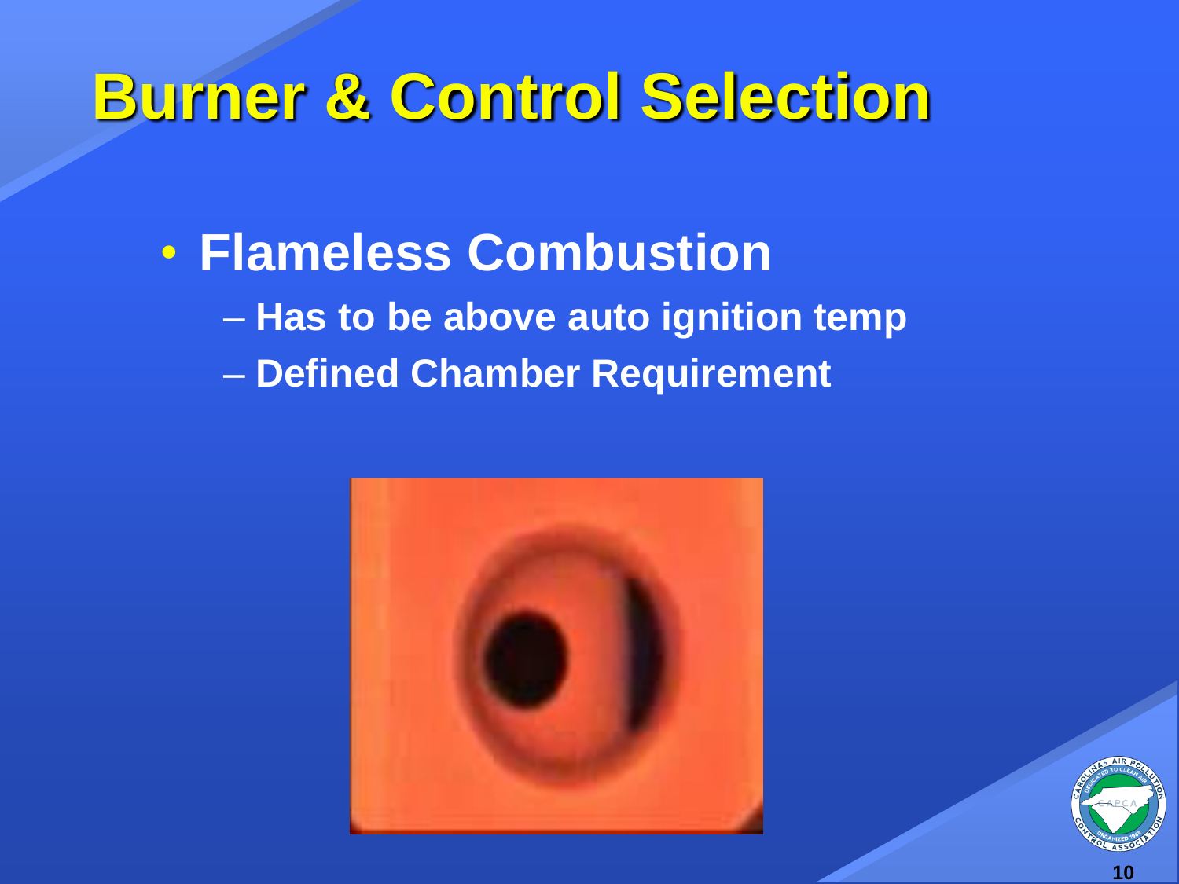# Burner & Control Selection

- **Flameless Combustion**
  - **Has to be above auto ignition temp**
  - **Defined Chamber Requirement**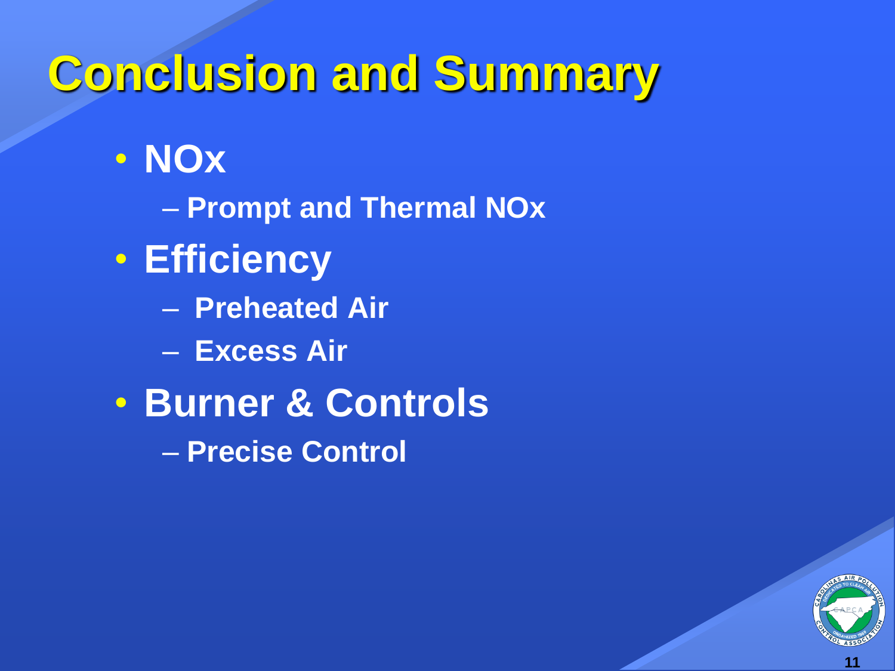# Conclusion and Summary

- NOx
  - Prompt and Thermal NOx
- Efficiency
  - Preheated Air
  - Excess Air
- Burner & Controls
  - Precise Control